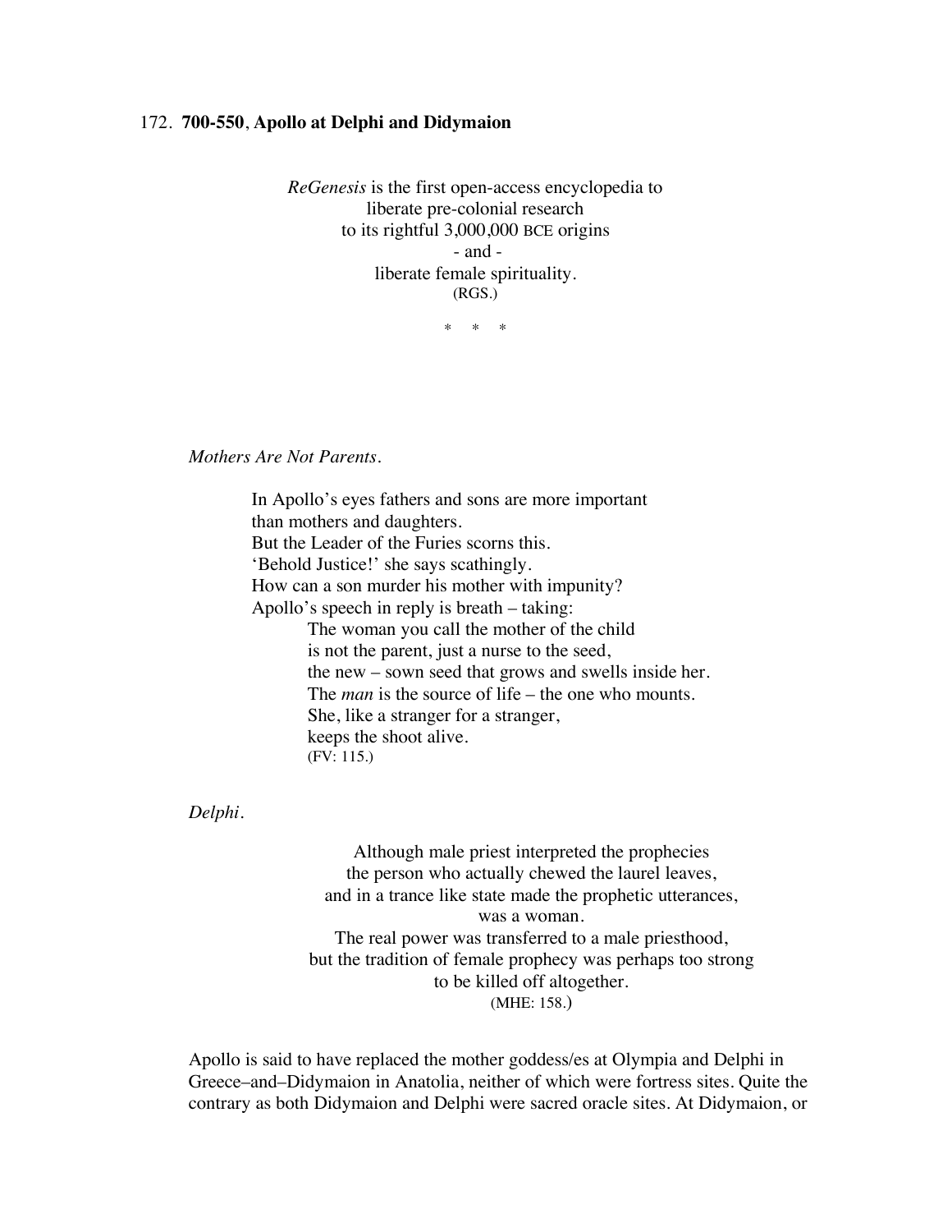172. **700-550**, **Apollo at Delphi and Didymaion**

*ReGenesis* is the first open-access encyclopedia to
liberate pre-colonial research
to its rightful 3,000,000 BCE origins
- and -
liberate female spirituality.
(RGS.)

\* \* \*

*Mothers Are Not Parents.*

> In Apollo's eyes fathers and sons are more important
> than mothers and daughters.
> But the Leader of the Furies scorns this.
> 'Behold Justice!' she says scathingly.
> How can a son murder his mother with impunity?
> Apollo's speech in reply is breath – taking:
>
> > The woman you call the mother of the child
> > is not the parent, just a nurse to the seed,
> > the new – sown seed that grows and swells inside her.
> > The *man* is the source of life – the one who mounts.
> > She, like a stranger for a stranger,
> > keeps the shoot alive.
> > (FV: 115.)

*Delphi.*

> Although male priest interpreted the prophecies
> the person who actually chewed the laurel leaves,
> and in a trance like state made the prophetic utterances,
> was a woman.
> The real power was transferred to a male priesthood,
> but the tradition of female prophecy was perhaps too strong
> to be killed off altogether.
> (MHE: 158.)

Apollo is said to have replaced the mother goddess/es at Olympia and Delphi in Greece–and–Didymaion in Anatolia, neither of which were fortress sites. Quite the contrary as both Didymaion and Delphi were sacred oracle sites. At Didymaion, or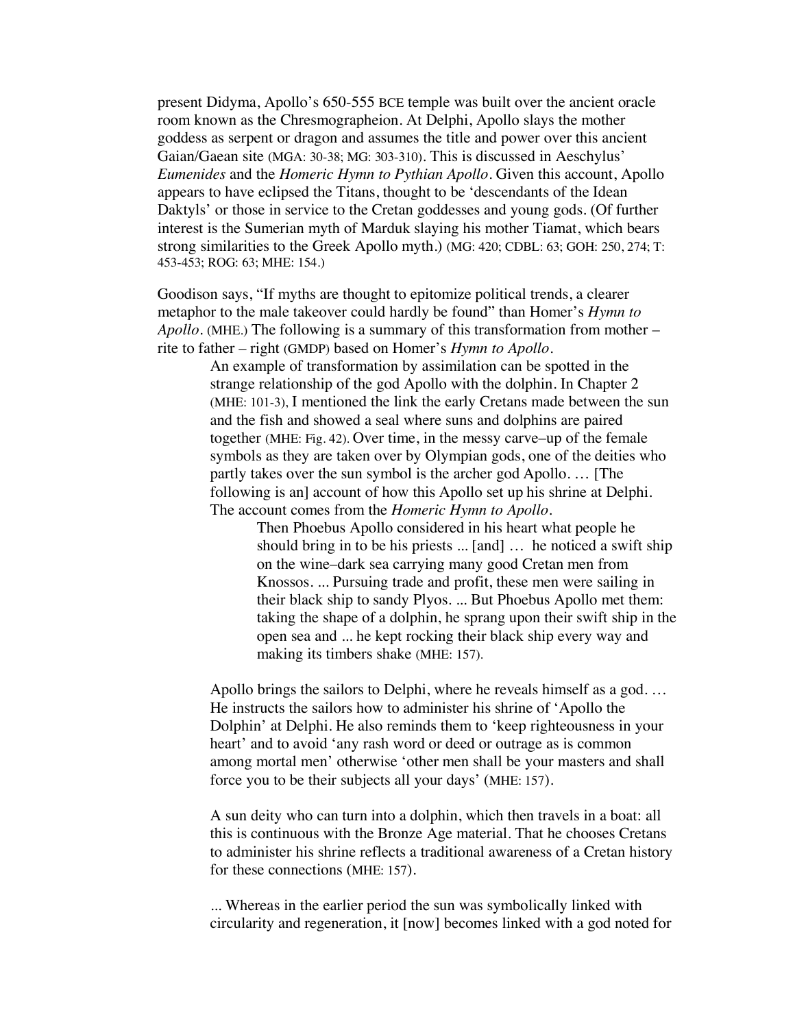present Didyma, Apollo's 650-555 BCE temple was built over the ancient oracle room known as the Chresmographeion. At Delphi, Apollo slays the mother goddess as serpent or dragon and assumes the title and power over this ancient Gaian/Gaean site (MGA: 30-38; MG: 303-310). This is discussed in Aeschylus' *Eumenides* and the *Homeric Hymn to Pythian Apollo*. Given this account, Apollo appears to have eclipsed the Titans, thought to be 'descendants of the Idean Daktyls' or those in service to the Cretan goddesses and young gods. (Of further interest is the Sumerian myth of Marduk slaying his mother Tiamat, which bears strong similarities to the Greek Apollo myth.) (MG: 420; CDBL: 63; GOH: 250, 274; T: 453-453; ROG: 63; MHE: 154.)

Goodison says, "If myths are thought to epitomize political trends, a clearer metaphor to the male takeover could hardly be found" than Homer's *Hymn to Apollo*. (MHE.) The following is a summary of this transformation from mother – rite to father – right (GMDP) based on Homer's *Hymn to Apollo*.

> An example of transformation by assimilation can be spotted in the strange relationship of the god Apollo with the dolphin. In Chapter 2 (MHE: 101-3), I mentioned the link the early Cretans made between the sun and the fish and showed a seal where suns and dolphins are paired together (MHE: Fig. 42). Over time, in the messy carve–up of the female symbols as they are taken over by Olympian gods, one of the deities who partly takes over the sun symbol is the archer god Apollo. … [The following is an] account of how this Apollo set up his shrine at Delphi. The account comes from the *Homeric Hymn to Apollo*.
>
> > Then Phoebus Apollo considered in his heart what people he should bring in to be his priests ... [and] … he noticed a swift ship on the wine–dark sea carrying many good Cretan men from Knossos. ... Pursuing trade and profit, these men were sailing in their black ship to sandy Plyos. ... But Phoebus Apollo met them: taking the shape of a dolphin, he sprang upon their swift ship in the open sea and ... he kept rocking their black ship every way and making its timbers shake (MHE: 157).
>
> Apollo brings the sailors to Delphi, where he reveals himself as a god. … He instructs the sailors how to administer his shrine of 'Apollo the Dolphin' at Delphi. He also reminds them to 'keep righteousness in your heart' and to avoid 'any rash word or deed or outrage as is common among mortal men' otherwise 'other men shall be your masters and shall force you to be their subjects all your days' (MHE: 157).
>
> A sun deity who can turn into a dolphin, which then travels in a boat: all this is continuous with the Bronze Age material. That he chooses Cretans to administer his shrine reflects a traditional awareness of a Cretan history for these connections (MHE: 157).
>
> ... Whereas in the earlier period the sun was symbolically linked with circularity and regeneration, it [now] becomes linked with a god noted for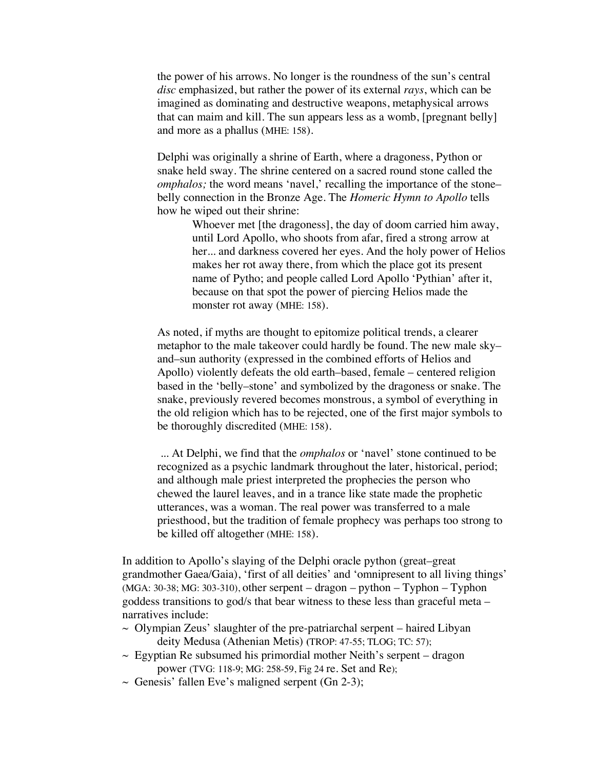> the power of his arrows. No longer is the roundness of the sun's central *disc* emphasized, but rather the power of its external *rays*, which can be imagined as dominating and destructive weapons, metaphysical arrows that can maim and kill. The sun appears less as a womb, [pregnant belly] and more as a phallus (MHE: 158).
>
> Delphi was originally a shrine of Earth, where a dragoness, Python or snake held sway. The shrine centered on a sacred round stone called the *omphalos;* the word means 'navel,' recalling the importance of the stone–belly connection in the Bronze Age. The *Homeric Hymn to Apollo* tells how he wiped out their shrine:
>
>> Whoever met [the dragoness], the day of doom carried him away, until Lord Apollo, who shoots from afar, fired a strong arrow at her... and darkness covered her eyes. And the holy power of Helios makes her rot away there, from which the place got its present name of Pytho; and people called Lord Apollo 'Pythian' after it, because on that spot the power of piercing Helios made the monster rot away (MHE: 158).
>
> As noted, if myths are thought to epitomize political trends, a clearer metaphor to the male takeover could hardly be found. The new male sky–and–sun authority (expressed in the combined efforts of Helios and Apollo) violently defeats the old earth–based, female – centered religion based in the 'belly–stone' and symbolized by the dragoness or snake. The snake, previously revered becomes monstrous, a symbol of everything in the old religion which has to be rejected, one of the first major symbols to be thoroughly discredited (MHE: 158).
>
> ... At Delphi, we find that the *omphalos* or 'navel' stone continued to be recognized as a psychic landmark throughout the later, historical, period; and although male priest interpreted the prophecies the person who chewed the laurel leaves, and in a trance like state made the prophetic utterances, was a woman. The real power was transferred to a male priesthood, but the tradition of female prophecy was perhaps too strong to be killed off altogether (MHE: 158).

In addition to Apollo's slaying of the Delphi oracle python (great–great grandmother Gaea/Gaia), 'first of all deities' and 'omnipresent to all living things' (MGA: 30-38; MG: 303-310), other serpent – dragon – python – Typhon – Typhon goddess transitions to god/s that bear witness to these less than graceful meta – narratives include:

~ Olympian Zeus' slaughter of the pre-patriarchal serpent – haired Libyan deity Medusa (Athenian Metis) (TROP: 47-55; TLOG; TC: 57);
~ Egyptian Re subsumed his primordial mother Neith's serpent – dragon power (TVG: 118-9; MG: 258-59, Fig 24 re. Set and Re);
~ Genesis' fallen Eve's maligned serpent (Gn 2-3);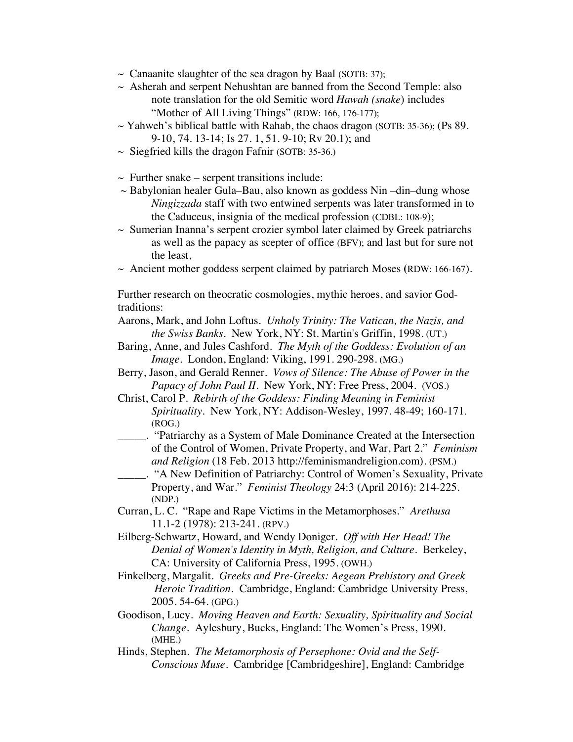~ Canaanite slaughter of the sea dragon by Baal (SOTB: 37);

~ Asherah and serpent Nehushtan are banned from the Second Temple: also note translation for the old Semitic word *Hawah (snake)* includes "Mother of All Living Things" (RDW: 166, 176-177);

~ Yahweh's biblical battle with Rahab, the chaos dragon (SOTB: 35-36); (Ps 89. 9-10, 74. 13-14; Is 27. 1, 51. 9-10; Rv 20.1); and

~ Siegfried kills the dragon Fafnir (SOTB: 35-36.)

~ Further snake – serpent transitions include:

~ Babylonian healer Gula–Bau, also known as goddess Nin –din–dung whose *Ningizzada* staff with two entwined serpents was later transformed in to the Caduceus, insignia of the medical profession (CDBL: 108-9);

~ Sumerian Inanna's serpent crozier symbol later claimed by Greek patriarchs as well as the papacy as scepter of office (BFV); and last but for sure not the least,

~ Ancient mother goddess serpent claimed by patriarch Moses (RDW: 166-167).

Further research on theocratic cosmologies, mythic heroes, and savior God-traditions:

Aarons, Mark, and John Loftus. *Unholy Trinity: The Vatican, the Nazis, and the Swiss Banks*. New York, NY: St. Martin's Griffin, 1998. (UT.)

Baring, Anne, and Jules Cashford. *The Myth of the Goddess: Evolution of an Image*. London, England: Viking, 1991. 290-298. (MG.)

Berry, Jason, and Gerald Renner. *Vows of Silence: The Abuse of Power in the Papacy of John Paul II*. New York, NY: Free Press, 2004. (VOS.)

Christ, Carol P. *Rebirth of the Goddess: Finding Meaning in Feminist Spirituality*. New York, NY: Addison-Wesley, 1997. 48-49; 160-171. (ROG.)

_____. "Patriarchy as a System of Male Dominance Created at the Intersection of the Control of Women, Private Property, and War, Part 2." *Feminism and Religion* (18 Feb. 2013 http://feminismandreligion.com). (PSM.)

_____. "A New Definition of Patriarchy: Control of Women's Sexuality, Private Property, and War." *Feminist Theology* 24:3 (April 2016): 214-225. (NDP.)

Curran, L. C. "Rape and Rape Victims in the Metamorphoses." *Arethusa* 11.1-2 (1978): 213-241. (RPV.)

Eilberg-Schwartz, Howard, and Wendy Doniger. *Off with Her Head! The Denial of Women's Identity in Myth, Religion, and Culture*. Berkeley, CA: University of California Press, 1995. (OWH.)

Finkelberg, Margalit. *Greeks and Pre-Greeks: Aegean Prehistory and Greek Heroic Tradition*. Cambridge, England: Cambridge University Press, 2005. 54-64. (GPG.)

Goodison, Lucy. *Moving Heaven and Earth: Sexuality, Spirituality and Social Change*. Aylesbury, Bucks, England: The Women's Press, 1990. (MHE.)

Hinds, Stephen. *The Metamorphosis of Persephone: Ovid and the Self-Conscious Muse*. Cambridge [Cambridgeshire], England: Cambridge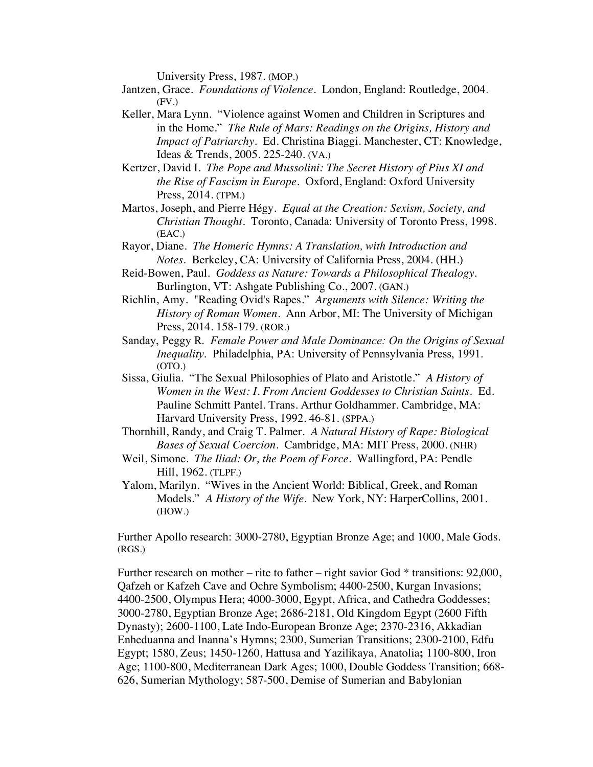University Press, 1987. (MOP.)

Jantzen, Grace. *Foundations of Violence*. London, England: Routledge, 2004. (FV.)

Keller, Mara Lynn. "Violence against Women and Children in Scriptures and in the Home." *The Rule of Mars: Readings on the Origins, History and Impact of Patriarchy*. Ed. Christina Biaggi. Manchester, CT: Knowledge, Ideas & Trends, 2005. 225-240. (VA.)

Kertzer, David I. *The Pope and Mussolini: The Secret History of Pius XI and the Rise of Fascism in Europe*. Oxford, England: Oxford University Press, 2014. (TPM.)

Martos, Joseph, and Pierre Hégy. *Equal at the Creation: Sexism, Society, and Christian Thought*. Toronto, Canada: University of Toronto Press, 1998. (EAC.)

Rayor, Diane. *The Homeric Hymns: A Translation, with Introduction and Notes*. Berkeley, CA: University of California Press, 2004. (HH.)

Reid-Bowen, Paul. *Goddess as Nature: Towards a Philosophical Thealogy*. Burlington, VT: Ashgate Publishing Co., 2007. (GAN.)

Richlin, Amy. "Reading Ovid's Rapes." *Arguments with Silence: Writing the History of Roman Women*. Ann Arbor, MI: The University of Michigan Press, 2014. 158-179. (ROR.)

Sanday, Peggy R. *Female Power and Male Dominance: On the Origins of Sexual Inequality*. Philadelphia, PA: University of Pennsylvania Press, 1991. (OTO.)

Sissa, Giulia. "The Sexual Philosophies of Plato and Aristotle." *A History of Women in the West: I. From Ancient Goddesses to Christian Saints*. Ed. Pauline Schmitt Pantel. Trans. Arthur Goldhammer. Cambridge, MA: Harvard University Press, 1992. 46-81. (SPPA.)

Thornhill, Randy, and Craig T. Palmer. *A Natural History of Rape: Biological Bases of Sexual Coercion*. Cambridge, MA: MIT Press, 2000. (NHR)

Weil, Simone. *The Iliad: Or, the Poem of Force*. Wallingford, PA: Pendle Hill, 1962. (TLPF.)

Yalom, Marilyn. "Wives in the Ancient World: Biblical, Greek, and Roman Models." *A History of the Wife*. New York, NY: HarperCollins, 2001. (HOW.)

Further Apollo research: 3000-2780, Egyptian Bronze Age; and 1000, Male Gods. (RGS.)

Further research on mother – rite to father – right savior God * transitions: 92,000, Qafzeh or Kafzeh Cave and Ochre Symbolism; 4400-2500, Kurgan Invasions; 4400-2500, Olympus Hera; 4000-3000, Egypt, Africa, and Cathedra Goddesses; 3000-2780, Egyptian Bronze Age; 2686-2181, Old Kingdom Egypt (2600 Fifth Dynasty); 2600-1100, Late Indo-European Bronze Age; 2370-2316, Akkadian Enheduanna and Inanna's Hymns; 2300, Sumerian Transitions; 2300-2100, Edfu Egypt; 1580, Zeus; 1450-1260, Hattusa and Yazilikaya, Anatolia**;** 1100-800, Iron Age; 1100-800, Mediterranean Dark Ages; 1000, Double Goddess Transition; 668-626, Sumerian Mythology; 587-500, Demise of Sumerian and Babylonian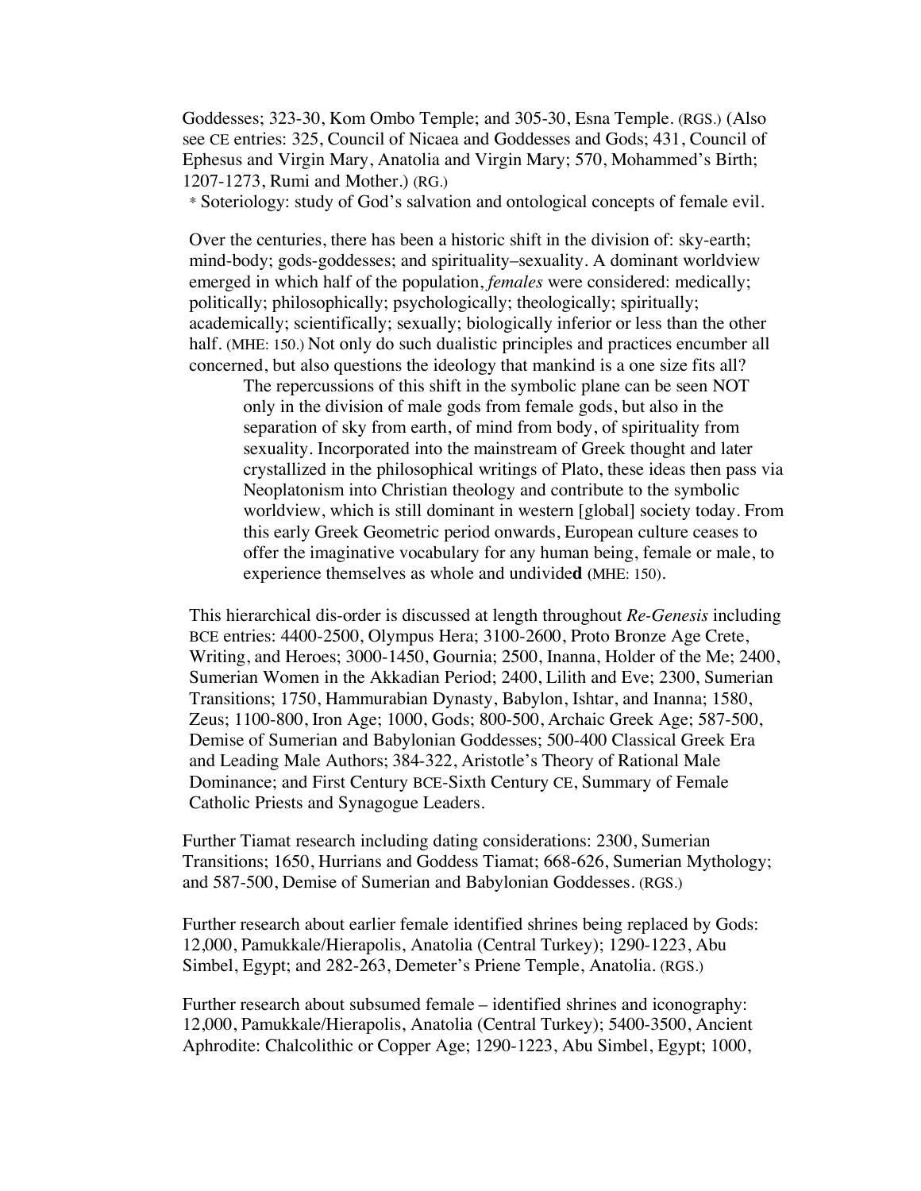Goddesses; 323-30, Kom Ombo Temple; and 305-30, Esna Temple. (RGS.) (Also see CE entries: 325, Council of Nicaea and Goddesses and Gods; 431, Council of Ephesus and Virgin Mary, Anatolia and Virgin Mary; 570, Mohammed's Birth; 1207-1273, Rumi and Mother.) (RG.)

* Soteriology: study of God's salvation and ontological concepts of female evil.

Over the centuries, there has been a historic shift in the division of: sky-earth; mind-body; gods-goddesses; and spirituality–sexuality. A dominant worldview emerged in which half of the population, *females* were considered: medically; politically; philosophically; psychologically; theologically; spiritually; academically; scientifically; sexually; biologically inferior or less than the other half. (MHE: 150.) Not only do such dualistic principles and practices encumber all concerned, but also questions the ideology that mankind is a one size fits all?

> The repercussions of this shift in the symbolic plane can be seen NOT only in the division of male gods from female gods, but also in the separation of sky from earth, of mind from body, of spirituality from sexuality. Incorporated into the mainstream of Greek thought and later crystallized in the philosophical writings of Plato, these ideas then pass via Neoplatonism into Christian theology and contribute to the symbolic worldview, which is still dominant in western [global] society today. From this early Greek Geometric period onwards, European culture ceases to offer the imaginative vocabulary for any human being, female or male, to experience themselves as whole and undivide**d** (MHE: 150).

This hierarchical dis-order is discussed at length throughout *Re-Genesis* including BCE entries: 4400-2500, Olympus Hera; 3100-2600, Proto Bronze Age Crete, Writing, and Heroes; 3000-1450, Gournia; 2500, Inanna, Holder of the Me; 2400, Sumerian Women in the Akkadian Period; 2400, Lilith and Eve; 2300, Sumerian Transitions; 1750, Hammurabian Dynasty, Babylon, Ishtar, and Inanna; 1580, Zeus; 1100-800, Iron Age; 1000, Gods; 800-500, Archaic Greek Age; 587-500, Demise of Sumerian and Babylonian Goddesses; 500-400 Classical Greek Era and Leading Male Authors; 384-322, Aristotle's Theory of Rational Male Dominance; and First Century BCE-Sixth Century CE, Summary of Female Catholic Priests and Synagogue Leaders.

Further Tiamat research including dating considerations: 2300, Sumerian Transitions; 1650, Hurrians and Goddess Tiamat; 668-626, Sumerian Mythology; and 587-500, Demise of Sumerian and Babylonian Goddesses. (RGS.)

Further research about earlier female identified shrines being replaced by Gods: 12,000, Pamukkale/Hierapolis, Anatolia (Central Turkey); 1290-1223, Abu Simbel, Egypt; and 282-263, Demeter's Priene Temple, Anatolia. (RGS.)

Further research about subsumed female – identified shrines and iconography: 12,000, Pamukkale/Hierapolis, Anatolia (Central Turkey); 5400-3500, Ancient Aphrodite: Chalcolithic or Copper Age; 1290-1223, Abu Simbel, Egypt; 1000,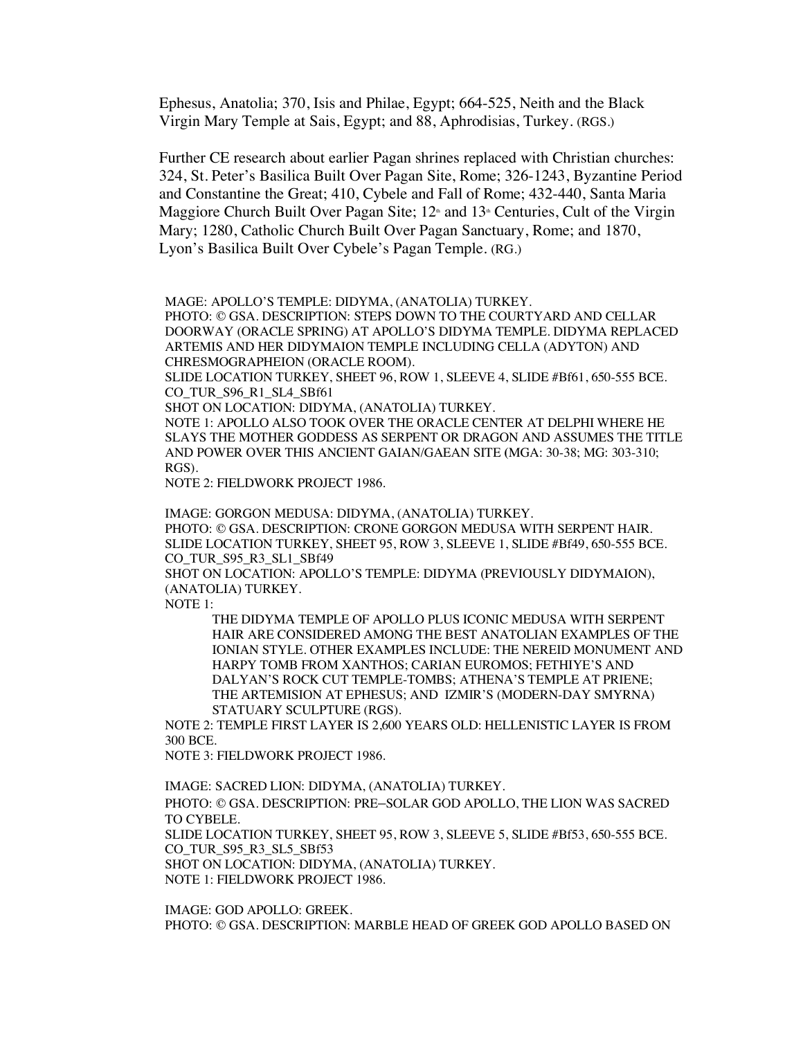Ephesus, Anatolia; 370, Isis and Philae, Egypt; 664-525, Neith and the Black Virgin Mary Temple at Sais, Egypt; and 88, Aphrodisias, Turkey. (RGS.)

Further CE research about earlier Pagan shrines replaced with Christian churches: 324, St. Peter's Basilica Built Over Pagan Site, Rome; 326-1243, Byzantine Period and Constantine the Great; 410, Cybele and Fall of Rome; 432-440, Santa Maria Maggiore Church Built Over Pagan Site; 12th and 13th Centuries, Cult of the Virgin Mary; 1280, Catholic Church Built Over Pagan Sanctuary, Rome; and 1870, Lyon's Basilica Built Over Cybele's Pagan Temple. (RG.)

MAGE: APOLLO'S TEMPLE: DIDYMA, (ANATOLIA) TURKEY.
PHOTO: © GSA. DESCRIPTION: STEPS DOWN TO THE COURTYARD AND CELLAR DOORWAY (ORACLE SPRING) AT APOLLO'S DIDYMA TEMPLE. DIDYMA REPLACED ARTEMIS AND HER DIDYMAION TEMPLE INCLUDING CELLA (ADYTON) AND CHRESMOGRAPHEION (ORACLE ROOM).
SLIDE LOCATION TURKEY, SHEET 96, ROW 1, SLEEVE 4, SLIDE #Bf61, 650-555 BCE.
CO_TUR_S96_R1_SL4_SBf61
SHOT ON LOCATION: DIDYMA, (ANATOLIA) TURKEY.
NOTE 1: APOLLO ALSO TOOK OVER THE ORACLE CENTER AT DELPHI WHERE HE SLAYS THE MOTHER GODDESS AS SERPENT OR DRAGON AND ASSUMES THE TITLE AND POWER OVER THIS ANCIENT GAIAN/GAEAN SITE (MGA: 30-38; MG: 303-310; RGS).
NOTE 2: FIELDWORK PROJECT 1986.

IMAGE: GORGON MEDUSA: DIDYMA, (ANATOLIA) TURKEY.
PHOTO: © GSA. DESCRIPTION: CRONE GORGON MEDUSA WITH SERPENT HAIR.
SLIDE LOCATION TURKEY, SHEET 95, ROW 3, SLEEVE 1, SLIDE #Bf49, 650-555 BCE.
CO_TUR_S95_R3_SL1_SBf49
SHOT ON LOCATION: APOLLO'S TEMPLE: DIDYMA (PREVIOUSLY DIDYMAION), (ANATOLIA) TURKEY.
NOTE 1:

> THE DIDYMA TEMPLE OF APOLLO PLUS ICONIC MEDUSA WITH SERPENT HAIR ARE CONSIDERED AMONG THE BEST ANATOLIAN EXAMPLES OF THE IONIAN STYLE. OTHER EXAMPLES INCLUDE: THE NEREID MONUMENT AND HARPY TOMB FROM XANTHOS; CARIAN EUROMOS; FETHIYE'S AND DALYAN'S ROCK CUT TEMPLE-TOMBS; ATHENA'S TEMPLE AT PRIENE; THE ARTEMISION AT EPHESUS; AND IZMIR'S (MODERN-DAY SMYRNA) STATUARY SCULPTURE (RGS).

NOTE 2: TEMPLE FIRST LAYER IS 2,600 YEARS OLD: HELLENISTIC LAYER IS FROM 300 BCE.
NOTE 3: FIELDWORK PROJECT 1986.

IMAGE: SACRED LION: DIDYMA, (ANATOLIA) TURKEY.
PHOTO: © GSA. DESCRIPTION: PRE–SOLAR GOD APOLLO, THE LION WAS SACRED TO CYBELE.
SLIDE LOCATION TURKEY, SHEET 95, ROW 3, SLEEVE 5, SLIDE #Bf53, 650-555 BCE.
CO_TUR_S95_R3_SL5_SBf53
SHOT ON LOCATION: DIDYMA, (ANATOLIA) TURKEY.
NOTE 1: FIELDWORK PROJECT 1986.

IMAGE: GOD APOLLO: GREEK.
PHOTO: © GSA. DESCRIPTION: MARBLE HEAD OF GREEK GOD APOLLO BASED ON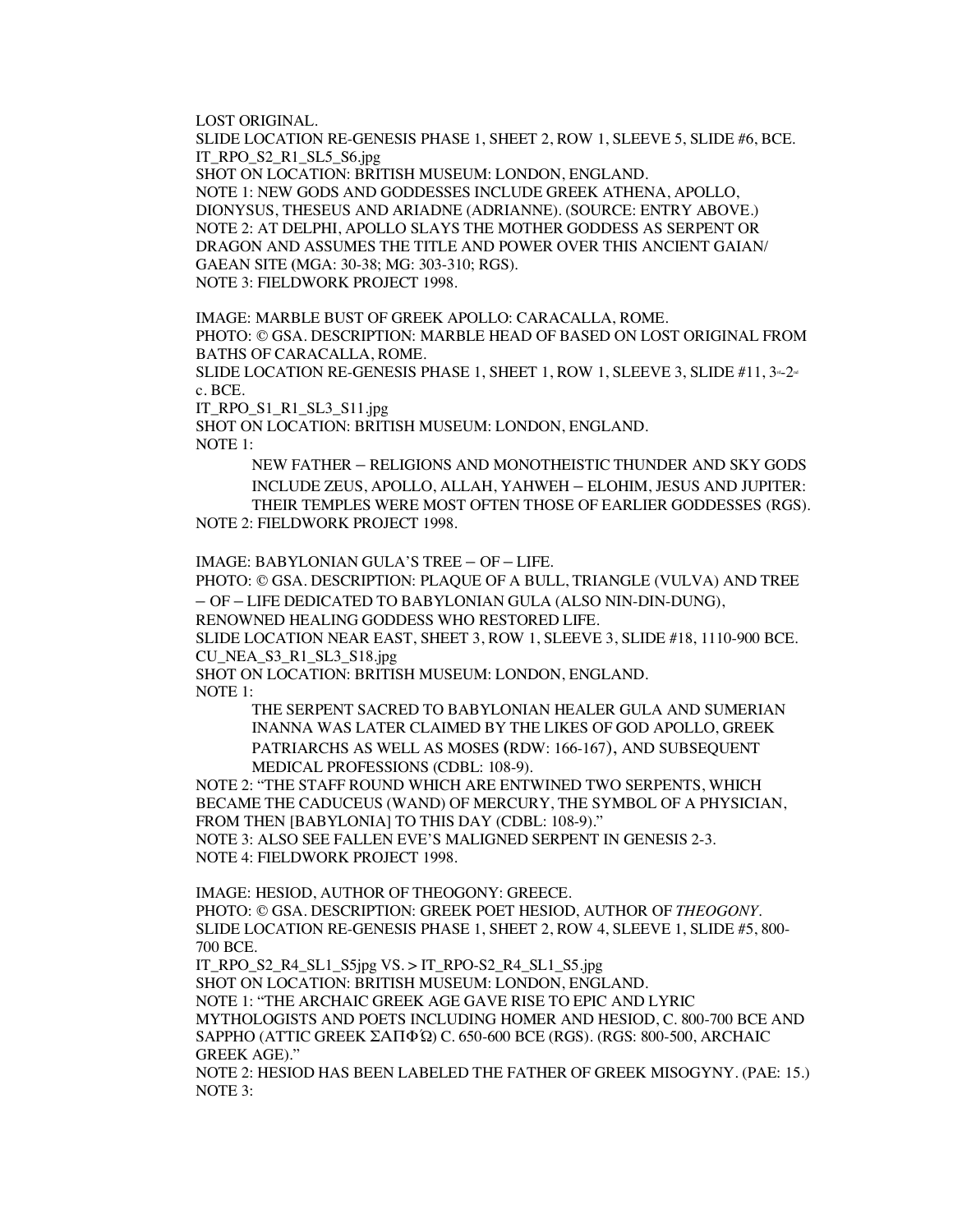LOST ORIGINAL.
SLIDE LOCATION RE-GENESIS PHASE 1, SHEET 2, ROW 1, SLEEVE 5, SLIDE #6, BCE.
IT_RPO_S2_R1_SL5_S6.jpg
SHOT ON LOCATION: BRITISH MUSEUM: LONDON, ENGLAND.
NOTE 1: NEW GODS AND GODDESSES INCLUDE GREEK ATHENA, APOLLO, DIONYSUS, THESEUS AND ARIADNE (ADRIANNE). (SOURCE: ENTRY ABOVE.)
NOTE 2: AT DELPHI, APOLLO SLAYS THE MOTHER GODDESS AS SERPENT OR DRAGON AND ASSUMES THE TITLE AND POWER OVER THIS ANCIENT GAIAN/ GAEAN SITE (MGA: 30-38; MG: 303-310; RGS).
NOTE 3: FIELDWORK PROJECT 1998.

IMAGE: MARBLE BUST OF GREEK APOLLO: CARACALLA, ROME.
PHOTO: © GSA. DESCRIPTION: MARBLE HEAD OF BASED ON LOST ORIGINAL FROM BATHS OF CARACALLA, ROME.
SLIDE LOCATION RE-GENESIS PHASE 1, SHEET 1, ROW 1, SLEEVE 3, SLIDE #11, 3rd-2nd c. BCE.
IT_RPO_S1_R1_SL3_S11.jpg
SHOT ON LOCATION: BRITISH MUSEUM: LONDON, ENGLAND.
NOTE 1:

> NEW FATHER – RELIGIONS AND MONOTHEISTIC THUNDER AND SKY GODS INCLUDE ZEUS, APOLLO, ALLAH, YAHWEH – ELOHIM, JESUS AND JUPITER: THEIR TEMPLES WERE MOST OFTEN THOSE OF EARLIER GODDESSES (RGS).

NOTE 2: FIELDWORK PROJECT 1998.

IMAGE: BABYLONIAN GULA'S TREE – OF – LIFE.
PHOTO: © GSA. DESCRIPTION: PLAQUE OF A BULL, TRIANGLE (VULVA) AND TREE – OF – LIFE DEDICATED TO BABYLONIAN GULA (ALSO NIN-DIN-DUNG), RENOWNED HEALING GODDESS WHO RESTORED LIFE.
SLIDE LOCATION NEAR EAST, SHEET 3, ROW 1, SLEEVE 3, SLIDE #18, 1110-900 BCE.
CU_NEA_S3_R1_SL3_S18.jpg
SHOT ON LOCATION: BRITISH MUSEUM: LONDON, ENGLAND.
NOTE 1:

> THE SERPENT SACRED TO BABYLONIAN HEALER GULA AND SUMERIAN INANNA WAS LATER CLAIMED BY THE LIKES OF GOD APOLLO, GREEK PATRIARCHS AS WELL AS MOSES (RDW: 166-167), AND SUBSEQUENT MEDICAL PROFESSIONS (CDBL: 108-9).

NOTE 2: "THE STAFF ROUND WHICH ARE ENTWINED TWO SERPENTS, WHICH BECAME THE CADUCEUS (WAND) OF MERCURY, THE SYMBOL OF A PHYSICIAN, FROM THEN [BABYLONIA] TO THIS DAY (CDBL: 108-9)."
NOTE 3: ALSO SEE FALLEN EVE'S MALIGNED SERPENT IN GENESIS 2-3.
NOTE 4: FIELDWORK PROJECT 1998.

IMAGE: HESIOD, AUTHOR OF THEOGONY: GREECE.
PHOTO: © GSA. DESCRIPTION: GREEK POET HESIOD, AUTHOR OF *THEOGONY*.
SLIDE LOCATION RE-GENESIS PHASE 1, SHEET 2, ROW 4, SLEEVE 1, SLIDE #5, 800-700 BCE.
IT_RPO_S2_R4_SL1_S5jpg VS. > IT_RPO-S2_R4_SL1_S5.jpg
SHOT ON LOCATION: BRITISH MUSEUM: LONDON, ENGLAND.
NOTE 1: "THE ARCHAIC GREEK AGE GAVE RISE TO EPIC AND LYRIC MYTHOLOGISTS AND POETS INCLUDING HOMER AND HESIOD, C. 800-700 BCE AND SAPPHO (ATTIC GREEK ΣΑΠΦΏ) C. 650-600 BCE (RGS). (RGS: 800-500, ARCHAIC GREEK AGE)."
NOTE 2: HESIOD HAS BEEN LABELED THE FATHER OF GREEK MISOGYNY. (PAE: 15.)
NOTE 3: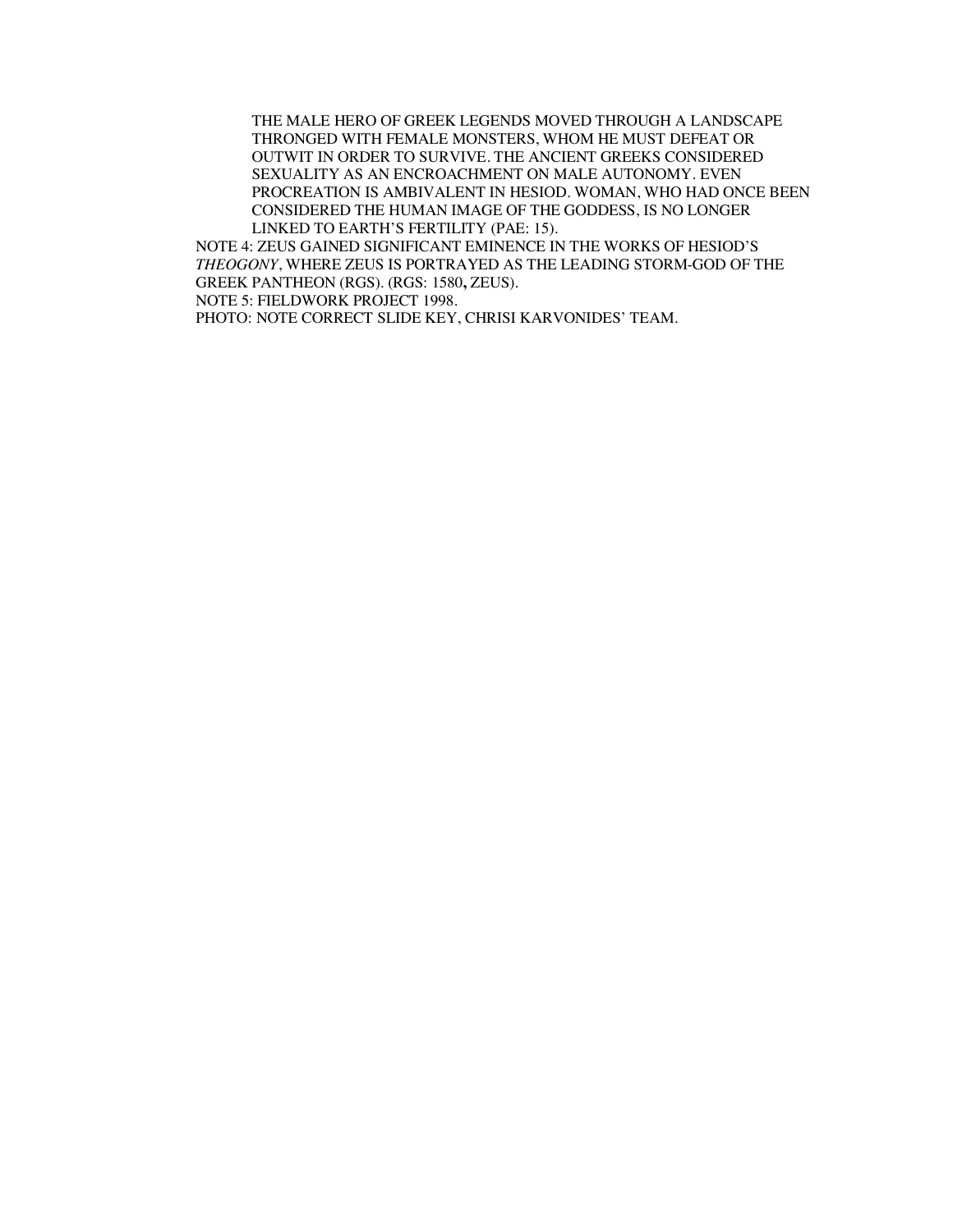> THE MALE HERO OF GREEK LEGENDS MOVED THROUGH A LANDSCAPE THRONGED WITH FEMALE MONSTERS, WHOM HE MUST DEFEAT OR OUTWIT IN ORDER TO SURVIVE. THE ANCIENT GREEKS CONSIDERED SEXUALITY AS AN ENCROACHMENT ON MALE AUTONOMY. EVEN PROCREATION IS AMBIVALENT IN HESIOD. WOMAN, WHO HAD ONCE BEEN CONSIDERED THE HUMAN IMAGE OF THE GODDESS, IS NO LONGER LINKED TO EARTH'S FERTILITY (PAE: 15).

NOTE 4: ZEUS GAINED SIGNIFICANT EMINENCE IN THE WORKS OF HESIOD'S *THEOGONY*, WHERE ZEUS IS PORTRAYED AS THE LEADING STORM-GOD OF THE GREEK PANTHEON (RGS). (RGS: 1580**,** ZEUS).

NOTE 5: FIELDWORK PROJECT 1998.

PHOTO: NOTE CORRECT SLIDE KEY, CHRISI KARVONIDES' TEAM.